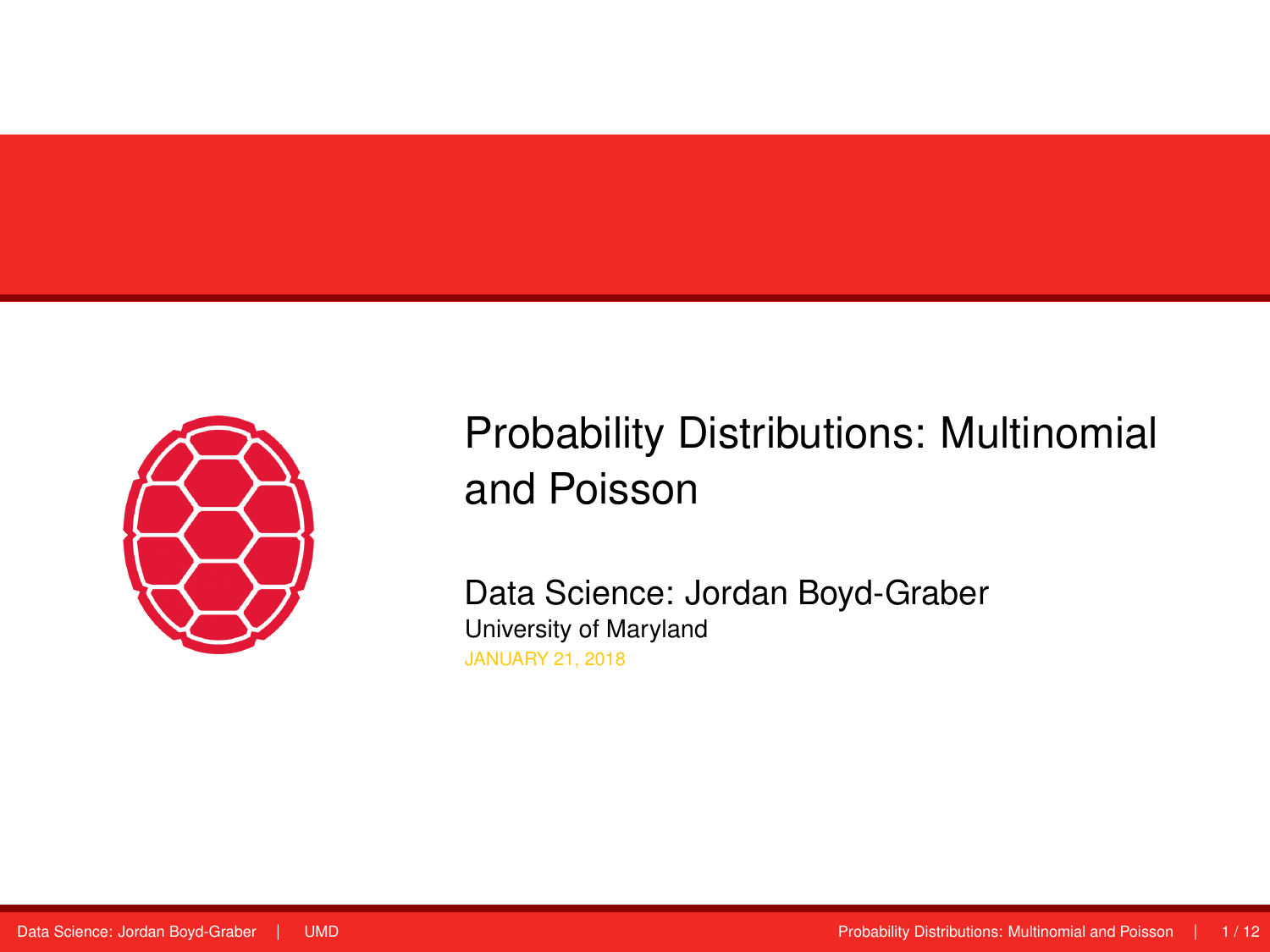# Probability Distributions: Multinomial and Poisson

Data Science: Jordan Boyd-Graber

University of Maryland

JANUARY 21, 2018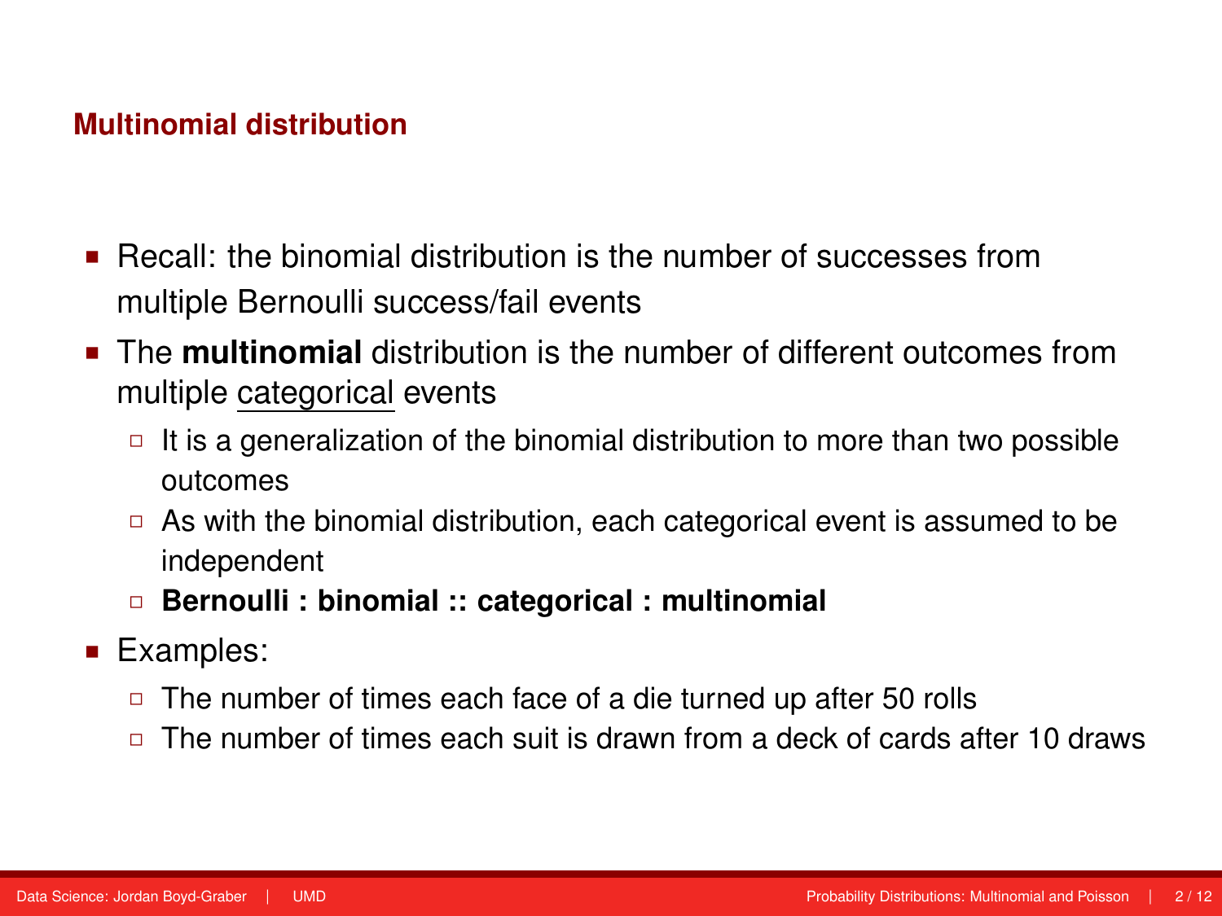## Multinomial distribution

- Recall: the binomial distribution is the number of successes from multiple Bernoulli success/fail events
- The **multinomial** distribution is the number of different outcomes from multiple categorical events
  - It is a generalization of the binomial distribution to more than two possible outcomes
  - As with the binomial distribution, each categorical event is assumed to be independent
  - **Bernoulli : binomial :: categorical : multinomial**
- Examples:
  - The number of times each face of a die turned up after 50 rolls
  - The number of times each suit is drawn from a deck of cards after 10 draws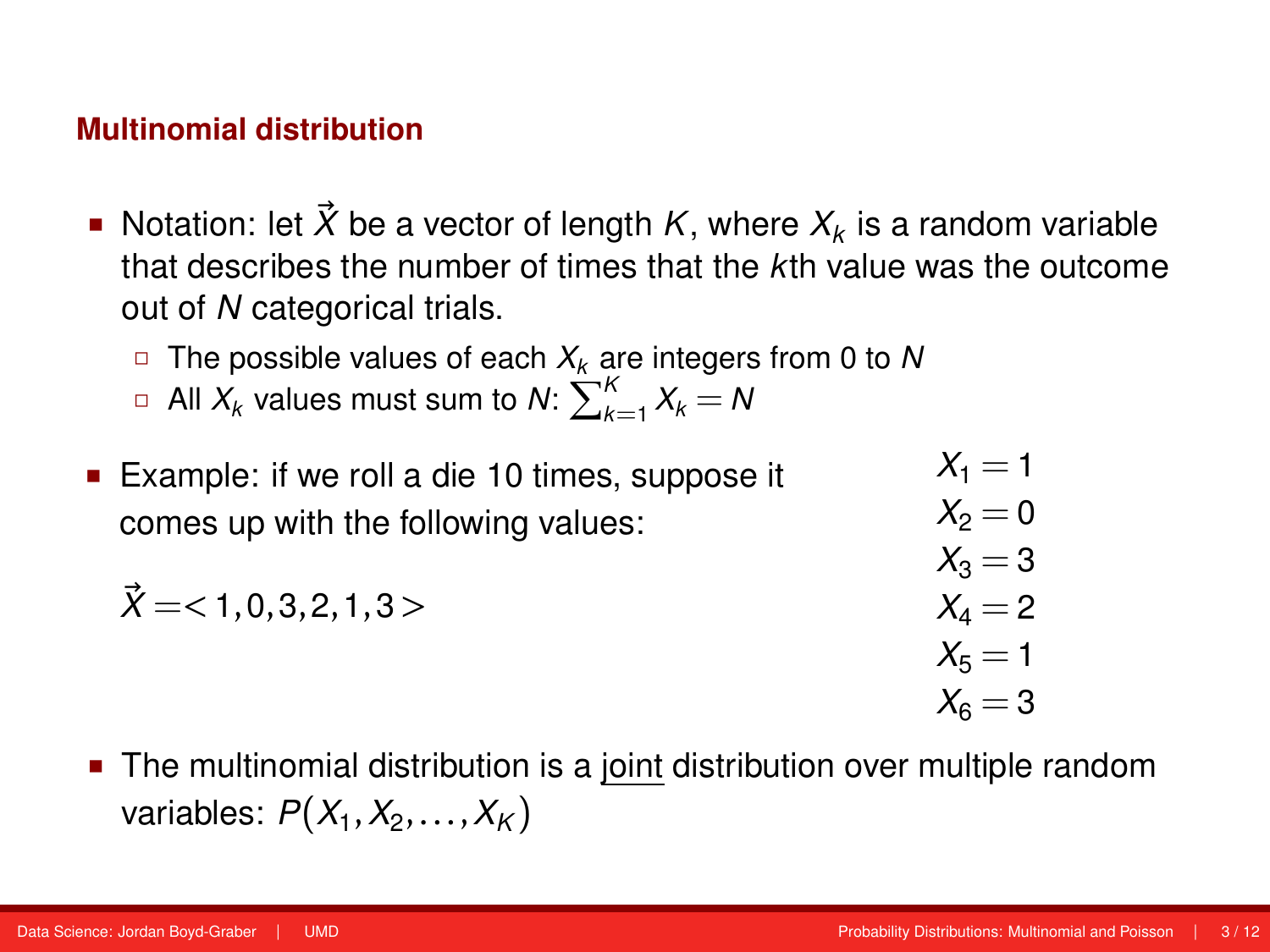## Multinomial distribution

- Notation: let $\vec{X}$ be a vector of length $K$, where $X_k$ is a random variable that describes the number of times that the $k$th value was the outcome out of $N$ categorical trials.
  - The possible values of each $X_k$ are integers from 0 to $N$
  - All $X_k$ values must sum to $N$: $\sum_{k=1}^{K} X_k = N$
- Example: if we roll a die 10 times, suppose it comes up with the following values:

  $\vec{X} = <1, 0, 3, 2, 1, 3>$

$$X_1 = 1$$
$$X_2 = 0$$
$$X_3 = 3$$
$$X_4 = 2$$
$$X_5 = 1$$
$$X_6 = 3$$

- The multinomial distribution is a joint distribution over multiple random variables: $P(X_1, X_2, \ldots, X_K)$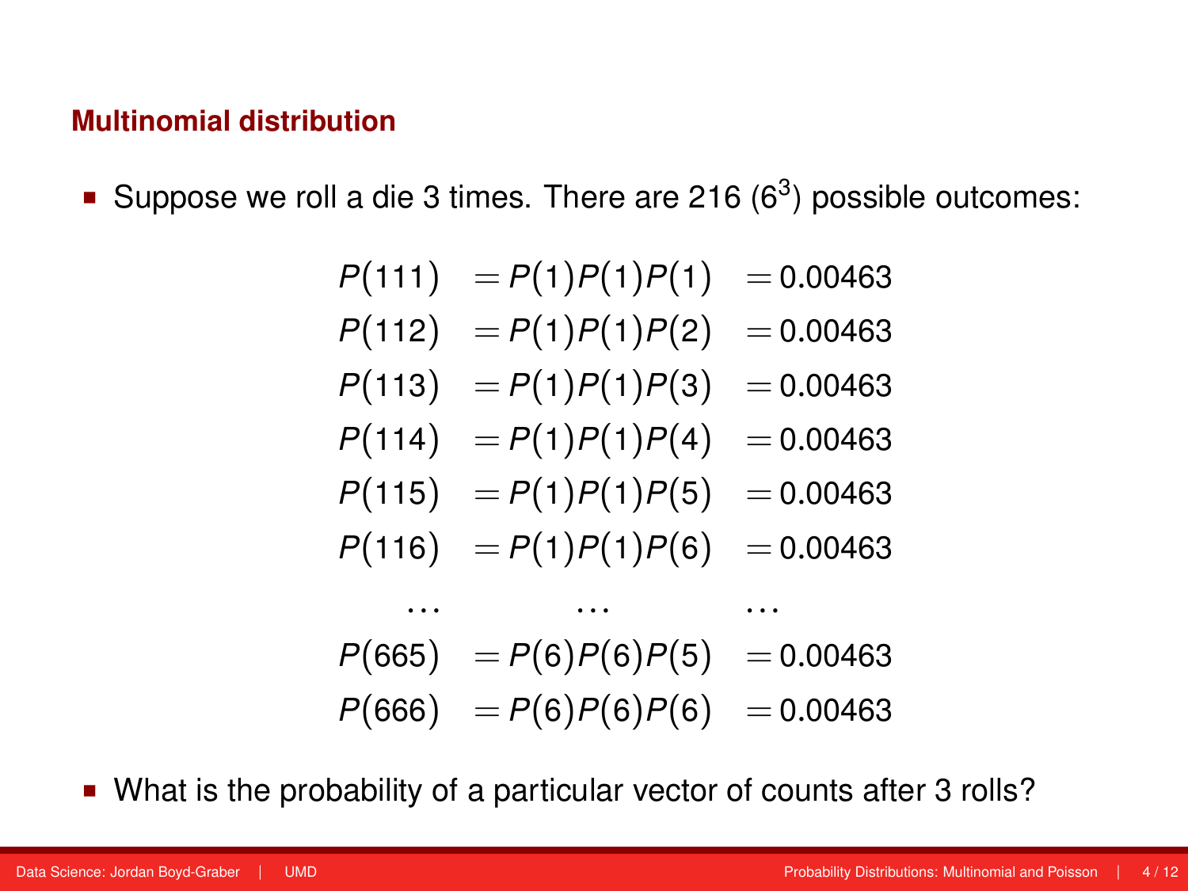## Multinomial distribution

- Suppose we roll a die 3 times. There are 216 ($6^3$) possible outcomes:

$$
\begin{aligned}
P(111) &= P(1)P(1)P(1) &= 0.00463 \\
P(112) &= P(1)P(1)P(2) &= 0.00463 \\
P(113) &= P(1)P(1)P(3) &= 0.00463 \\
P(114) &= P(1)P(1)P(4) &= 0.00463 \\
P(115) &= P(1)P(1)P(5) &= 0.00463 \\
P(116) &= P(1)P(1)P(6) &= 0.00463 \\
\ldots & \quad \ldots & \ldots \\
P(665) &= P(6)P(6)P(5) &= 0.00463 \\
P(666) &= P(6)P(6)P(6) &= 0.00463
\end{aligned}
$$

- What is the probability of a particular vector of counts after 3 rolls?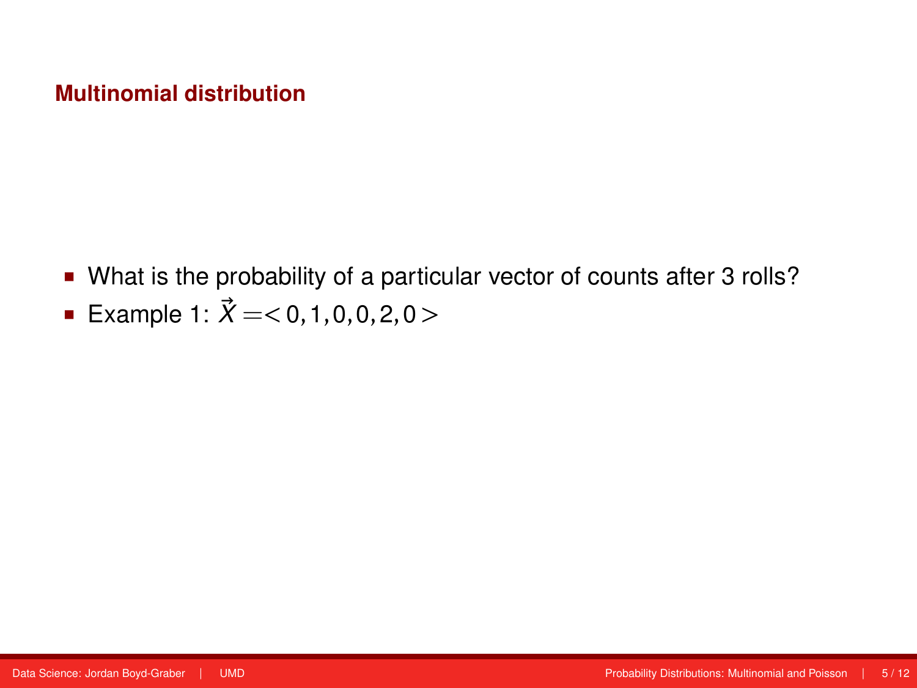## Multinomial distribution

- What is the probability of a particular vector of counts after 3 rolls?
- Example 1: $\vec{X} = < 0, 1, 0, 0, 2, 0 >$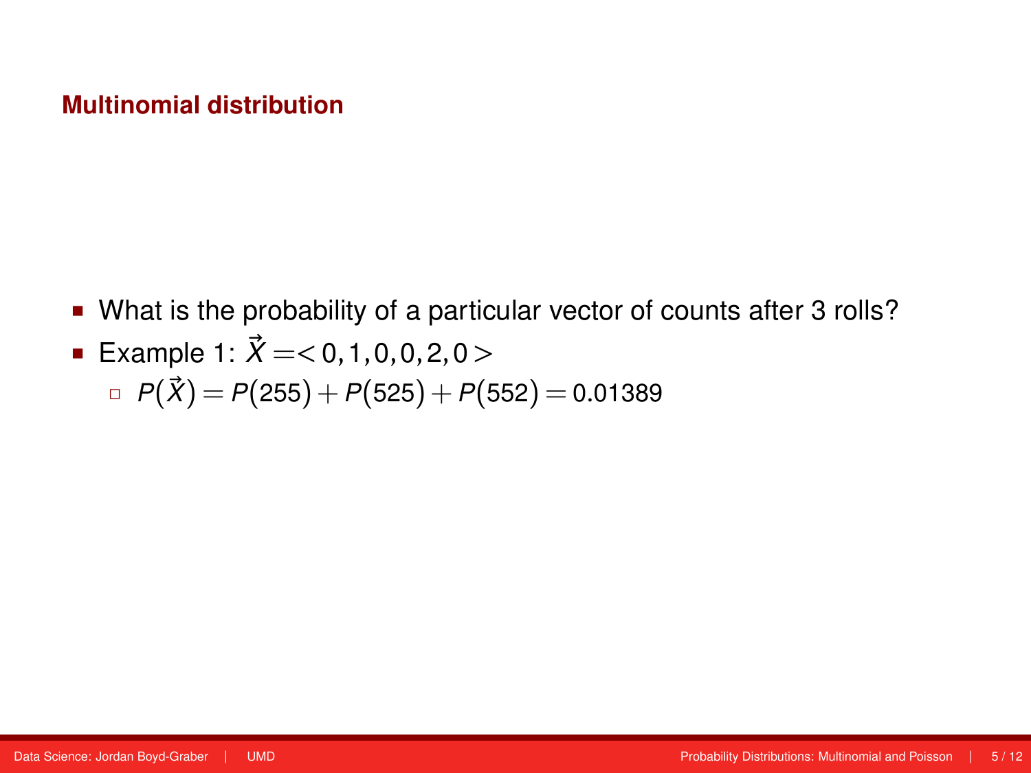## Multinomial distribution

- What is the probability of a particular vector of counts after 3 rolls?
- Example 1: $\vec{X} = < 0, 1, 0, 0, 2, 0 >$
  - $P(\vec{X}) = P(255) + P(525) + P(552) = 0.01389$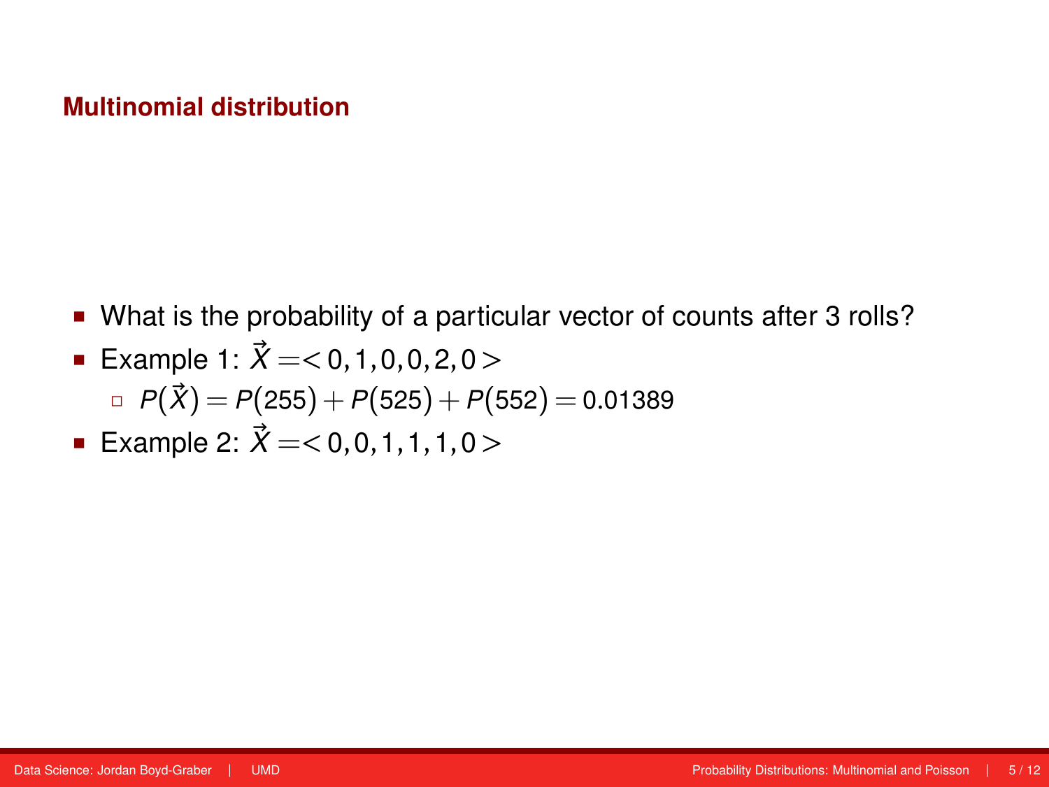## Multinomial distribution

- What is the probability of a particular vector of counts after 3 rolls?
- Example 1: $\vec{X} = <0, 1, 0, 0, 2, 0>$
  - $P(\vec{X}) = P(255) + P(525) + P(552) = 0.01389$
- Example 2: $\vec{X} = <0, 0, 1, 1, 1, 0>$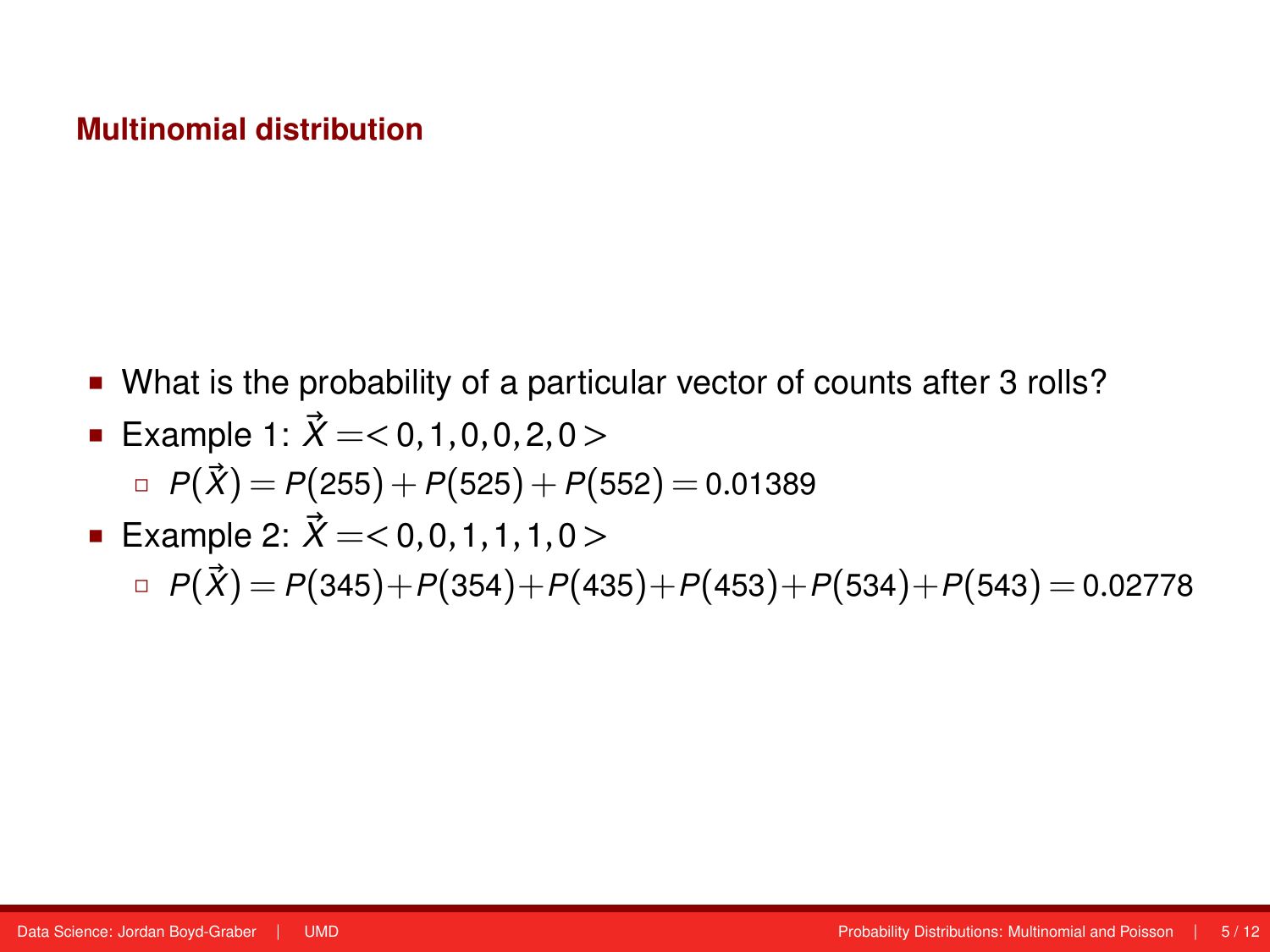## Multinomial distribution

- What is the probability of a particular vector of counts after 3 rolls?
- Example 1: $\vec{X} = <0,1,0,0,2,0>$
  - $P(\vec{X}) = P(255) + P(525) + P(552) = 0.01389$
- Example 2: $\vec{X} = <0,0,1,1,1,0>$
  - $P(\vec{X}) = P(345)+P(354)+P(435)+P(453)+P(534)+P(543) = 0.02778$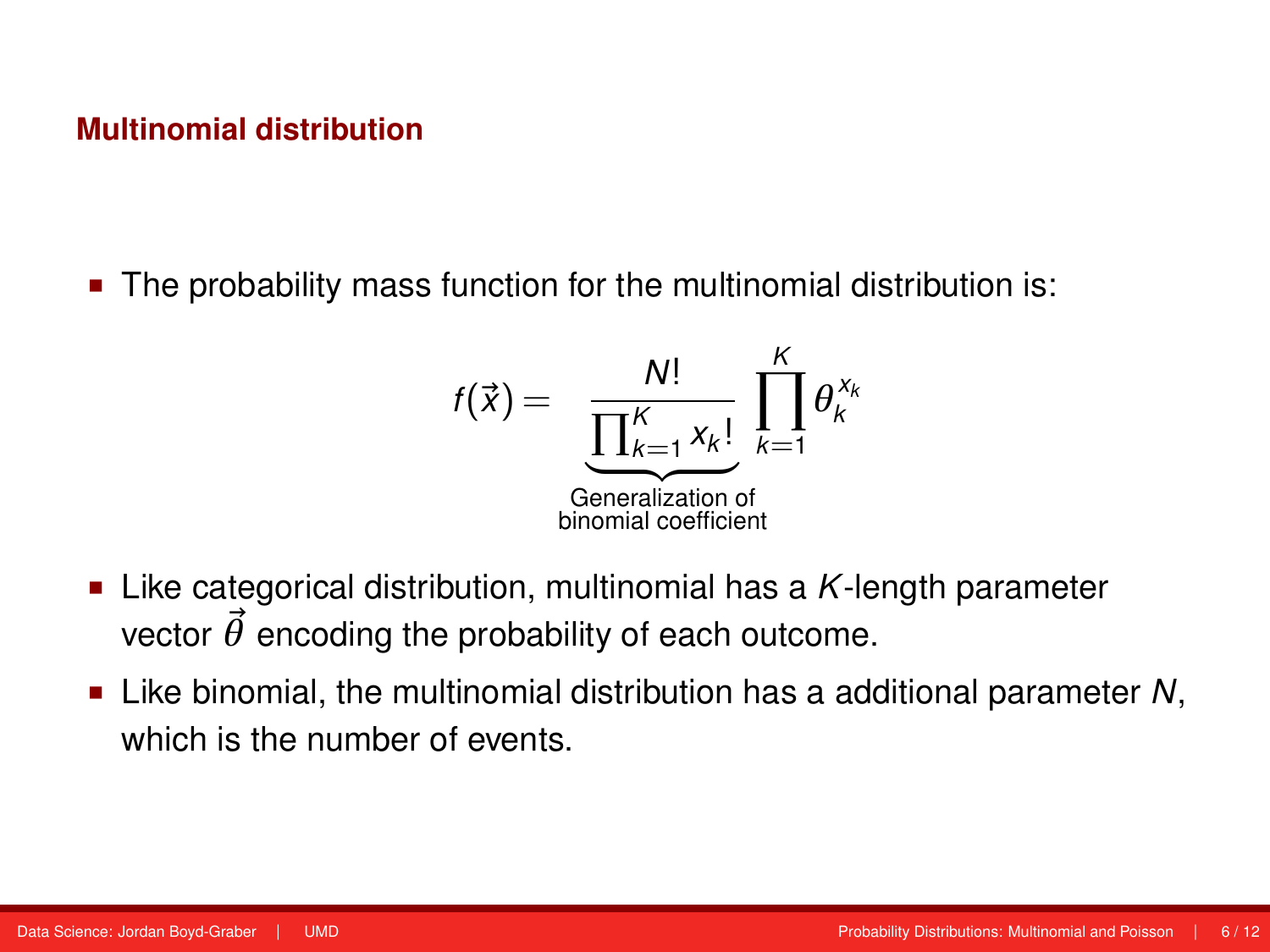## Multinomial distribution

- The probability mass function for the multinomial distribution is:

$$f(\vec{x}) = \underbrace{\frac{N!}{\prod_{k=1}^{K} x_k!}}_{\substack{\text{Generalization of} \\ \text{binomial coefficient}}} \prod_{k=1}^{K} \theta_k^{x_k}$$

- Like categorical distribution, multinomial has a $K$-length parameter vector $\vec{\theta}$ encoding the probability of each outcome.
- Like binomial, the multinomial distribution has a additional parameter $N$, which is the number of events.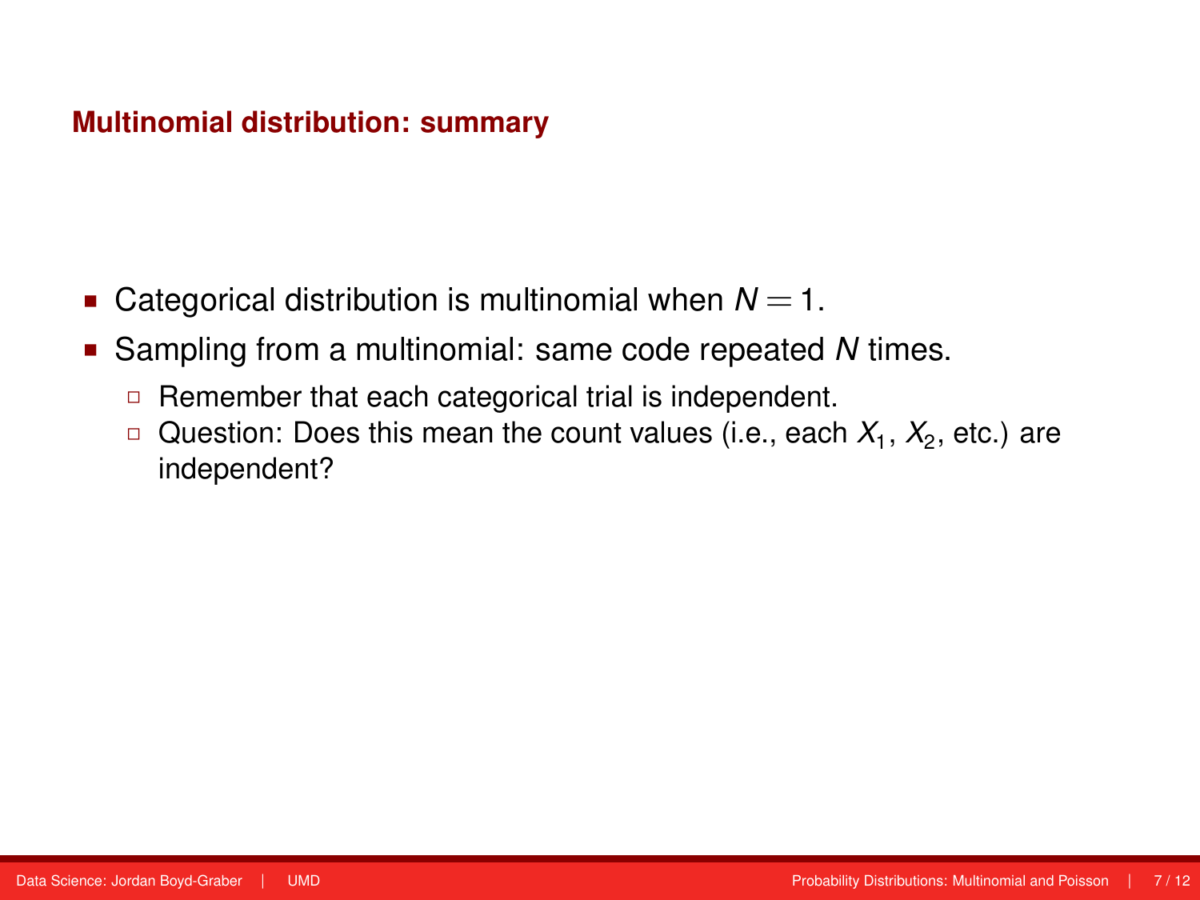## Multinomial distribution: summary

- Categorical distribution is multinomial when $N = 1$.
- Sampling from a multinomial: same code repeated $N$ times.
  - Remember that each categorical trial is independent.
  - Question: Does this mean the count values (i.e., each $X_1$, $X_2$, etc.) are independent?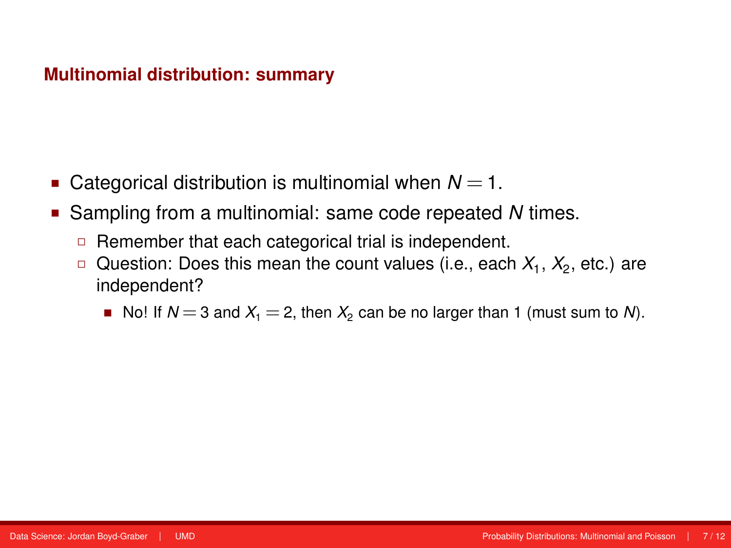## Multinomial distribution: summary

- Categorical distribution is multinomial when $N = 1$.
- Sampling from a multinomial: same code repeated $N$ times.
  - Remember that each categorical trial is independent.
  - Question: Does this mean the count values (i.e., each $X_1$, $X_2$, etc.) are independent?
    - No! If $N = 3$ and $X_1 = 2$, then $X_2$ can be no larger than 1 (must sum to $N$).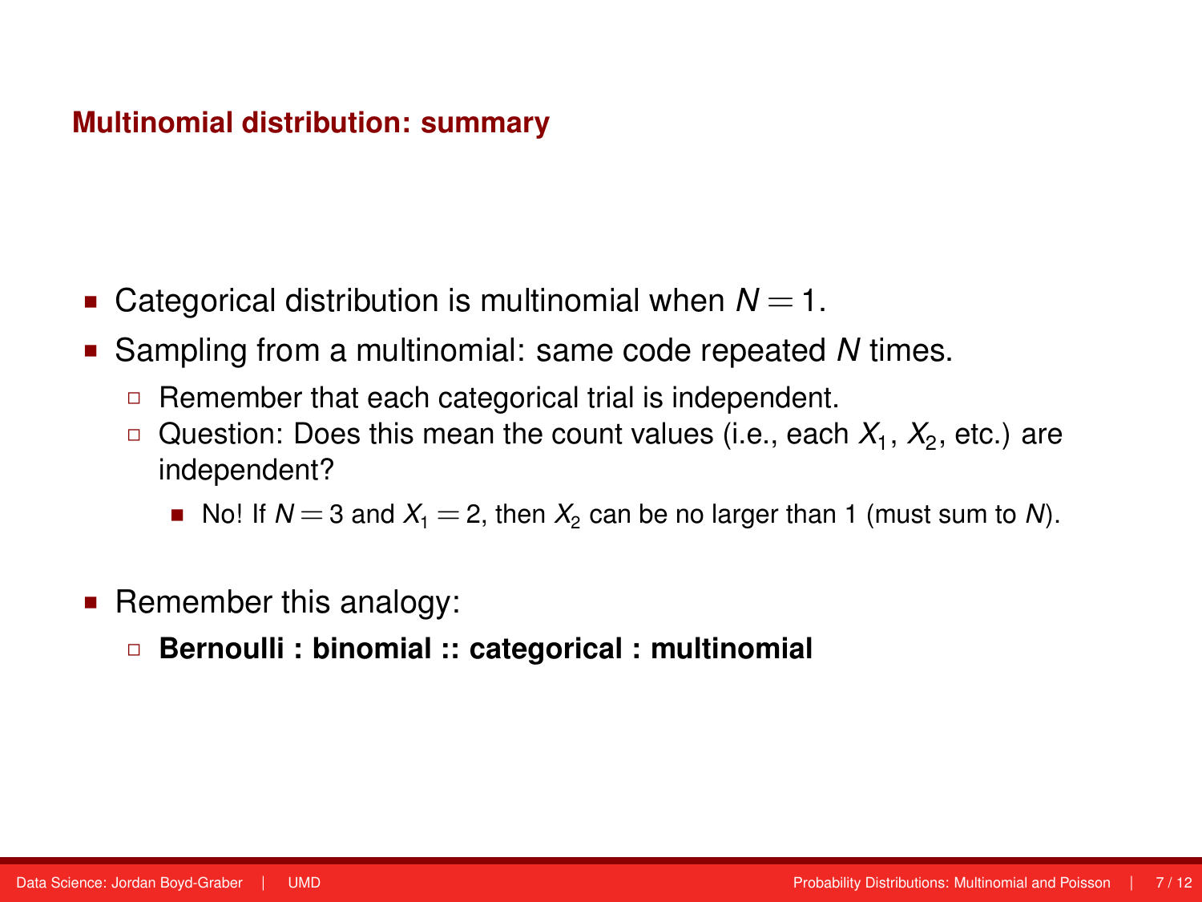## Multinomial distribution: summary

- Categorical distribution is multinomial when $N = 1$.
- Sampling from a multinomial: same code repeated $N$ times.
  - Remember that each categorical trial is independent.
  - Question: Does this mean the count values (i.e., each $X_1$, $X_2$, etc.) are independent?
    - No! If $N = 3$ and $X_1 = 2$, then $X_2$ can be no larger than 1 (must sum to $N$).
- Remember this analogy:
  - **Bernoulli : binomial :: categorical : multinomial**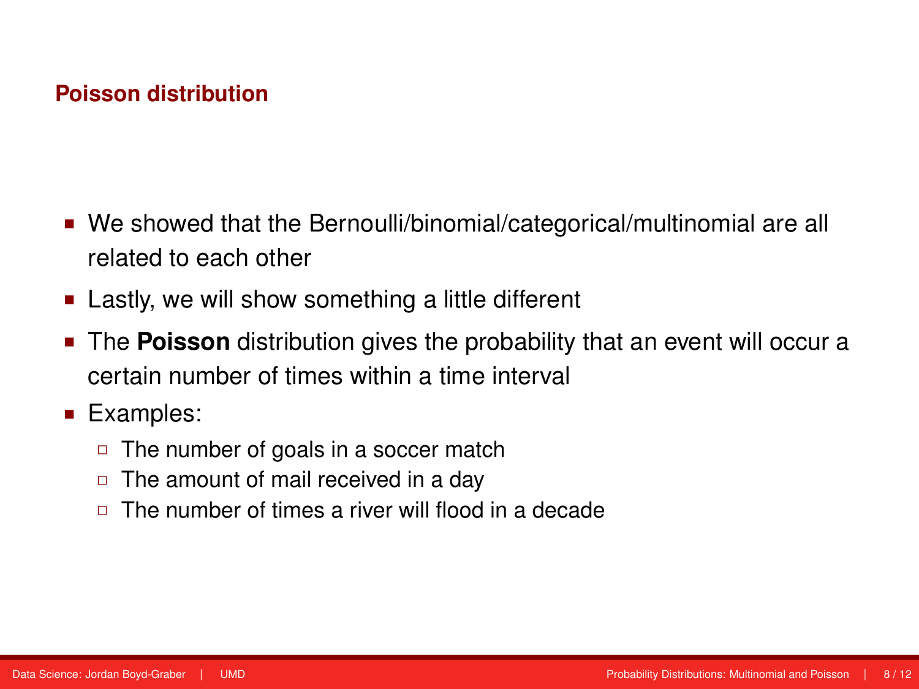## Poisson distribution

- We showed that the Bernoulli/binomial/categorical/multinomial are all related to each other
- Lastly, we will show something a little different
- The **Poisson** distribution gives the probability that an event will occur a certain number of times within a time interval
- Examples:
  - The number of goals in a soccer match
  - The amount of mail received in a day
  - The number of times a river will flood in a decade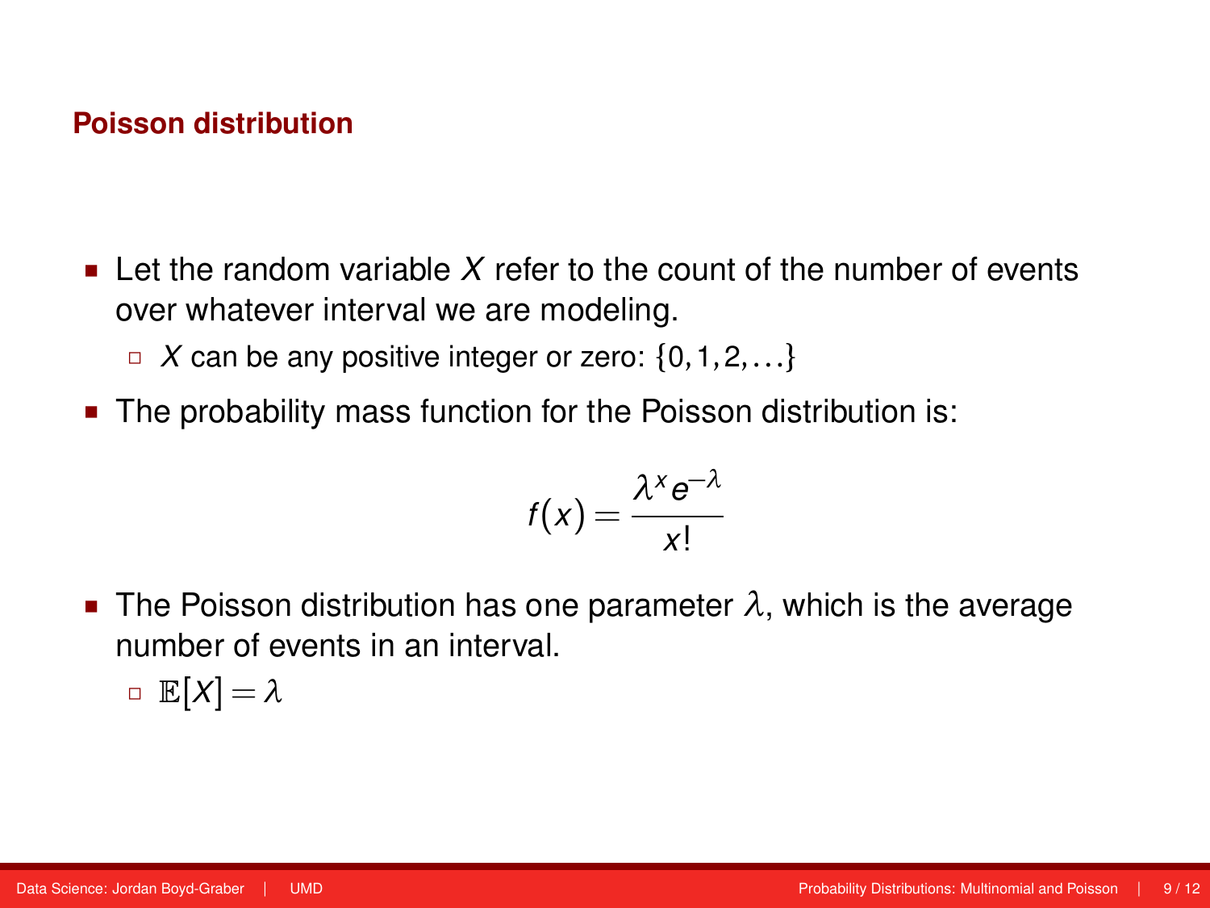## Poisson distribution

- Let the random variable $X$ refer to the count of the number of events over whatever interval we are modeling.
  - $X$ can be any positive integer or zero: $\{0, 1, 2, \dots\}$
- The probability mass function for the Poisson distribution is:

$$f(x) = \frac{\lambda^x e^{-\lambda}}{x!}$$

- The Poisson distribution has one parameter $\lambda$, which is the average number of events in an interval.
  - $\mathbb{E}[X] = \lambda$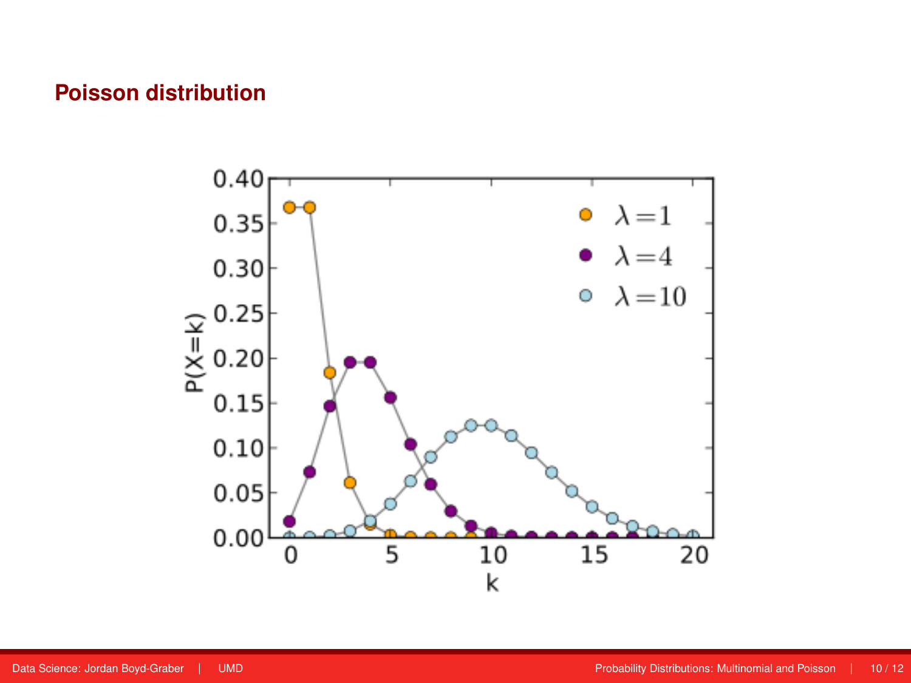## Poisson distribution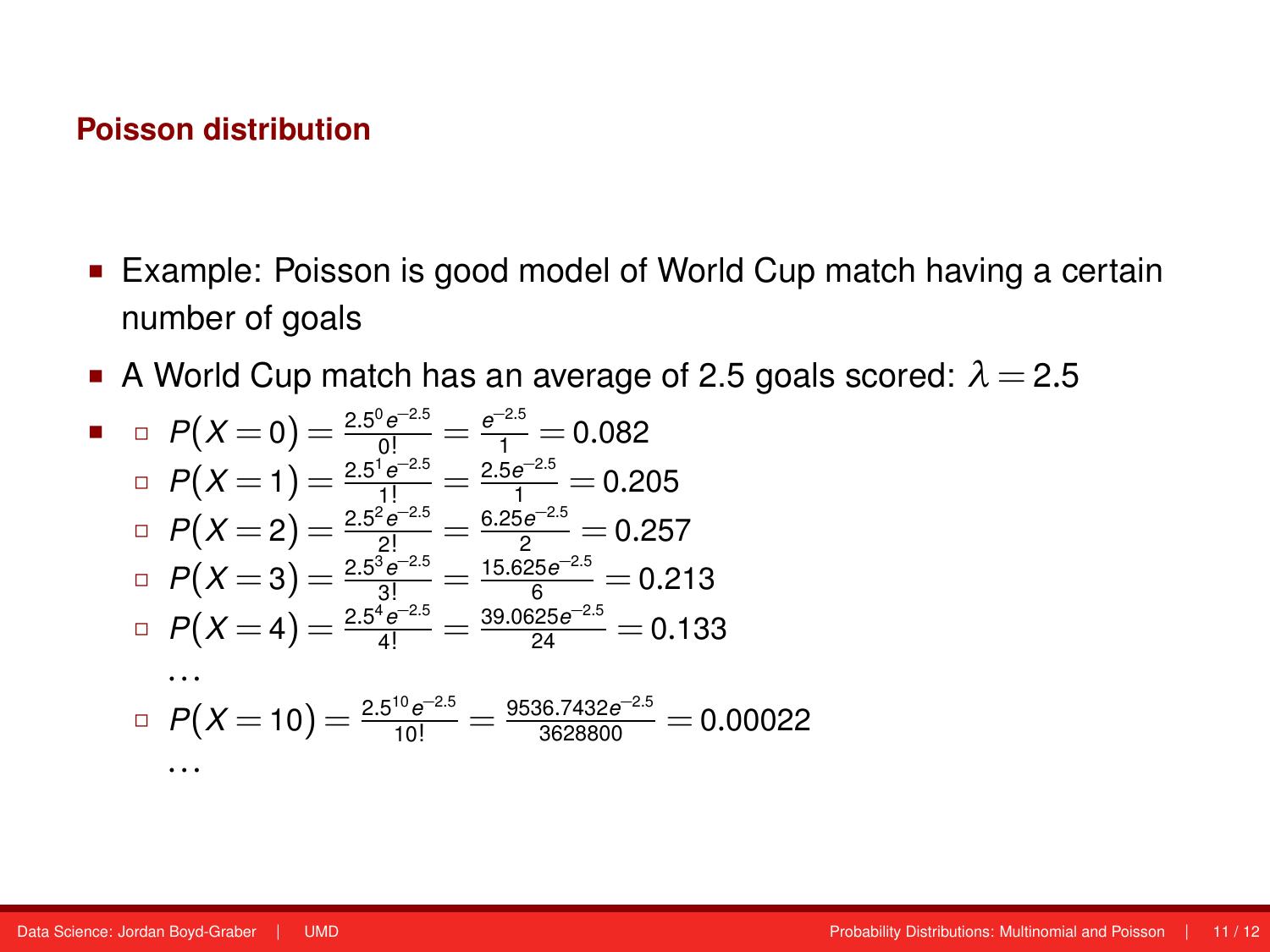## Poisson distribution

- Example: Poisson is good model of World Cup match having a certain number of goals
- A World Cup match has an average of 2.5 goals scored: $\lambda = 2.5$
-
  - $P(X=0) = \frac{2.5^0 e^{-2.5}}{0!} = \frac{e^{-2.5}}{1} = 0.082$
  - $P(X=1) = \frac{2.5^1 e^{-2.5}}{1!} = \frac{2.5e^{-2.5}}{1} = 0.205$
  - $P(X=2) = \frac{2.5^2 e^{-2.5}}{2!} = \frac{6.25e^{-2.5}}{2} = 0.257$
  - $P(X=3) = \frac{2.5^3 e^{-2.5}}{3!} = \frac{15.625e^{-2.5}}{6} = 0.213$
  - $P(X=4) = \frac{2.5^4 e^{-2.5}}{4!} = \frac{39.0625e^{-2.5}}{24} = 0.133$

    ...
  - $P(X=10) = \frac{2.5^{10} e^{-2.5}}{10!} = \frac{9536.7432e^{-2.5}}{3628800} = 0.00022$

    ...